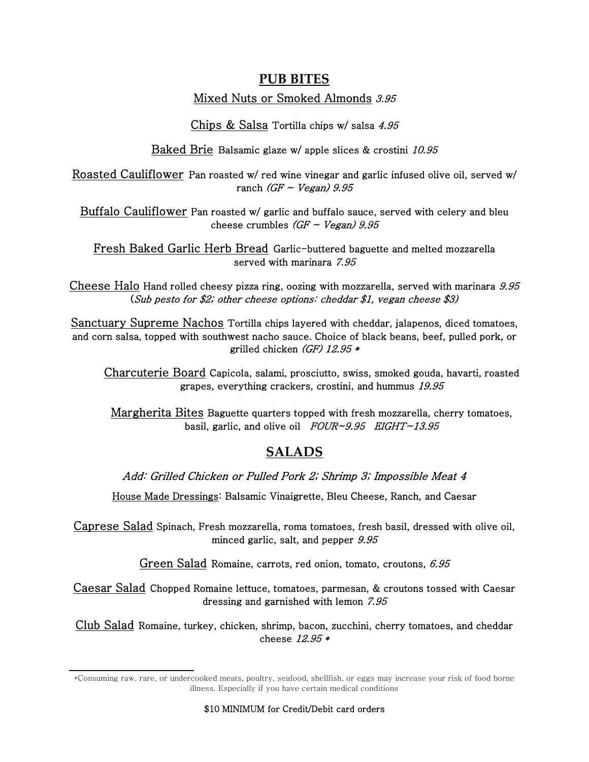## PUB BITES

Mixed Nuts or Smoked Almonds *3.95*

Chips & Salsa Tortilla chips w/ salsa *4.95*

Baked Brie Balsamic glaze w/ apple slices & crostini *10.95*

Roasted Cauliflower Pan roasted w/ red wine vinegar and garlic infused olive oil, served w/ ranch *(GF ~ Vegan) 9.95*

Buffalo Cauliflower Pan roasted w/ garlic and buffalo sauce, served with celery and bleu cheese crumbles *(GF ~ Vegan) 9.95*

Fresh Baked Garlic Herb Bread Garlic-buttered baguette and melted mozzarella served with marinara *7.95*

Cheese Halo Hand rolled cheesy pizza ring, oozing with mozzarella, served with marinara *9.95*
(*Sub pesto for $2; other cheese options: cheddar $1, vegan cheese $3)*

Sanctuary Supreme Nachos Tortilla chips layered with cheddar, jalapenos, diced tomatoes, and corn salsa, topped with southwest nacho sauce. Choice of black beans, beef, pulled pork, or grilled chicken *(GF) 12.95 **

Charcuterie Board Capicola, salami, prosciutto, swiss, smoked gouda, havarti, roasted grapes, everything crackers, crostini, and hummus *19.95*

Margherita Bites Baguette quarters topped with fresh mozzarella, cherry tomatoes, basil, garlic, and olive oil *FOUR~9.95 EIGHT~13.95*

## SALADS

*Add: Grilled Chicken or Pulled Pork 2; Shrimp 3; Impossible Meat 4*

House Made Dressings: Balsamic Vinaigrette, Bleu Cheese, Ranch, and Caesar

Caprese Salad Spinach, Fresh mozzarella, roma tomatoes, fresh basil, dressed with olive oil, minced garlic, salt, and pepper *9.95*

Green Salad Romaine, carrots, red onion, tomato, croutons, *6.95*

Caesar Salad Chopped Romaine lettuce, tomatoes, parmesan, & croutons tossed with Caesar dressing and garnished with lemon *7.95*

Club Salad Romaine, turkey, chicken, shrimp, bacon, zucchini, cherry tomatoes, and cheddar cheese *12.95 **

---

*Consuming raw, rare, or undercooked meats, poultry, seafood, shellfish, or eggs may increase your risk of food borne illness. Especially if you have certain medical conditions

**$10 MINIMUM for Credit/Debit card orders**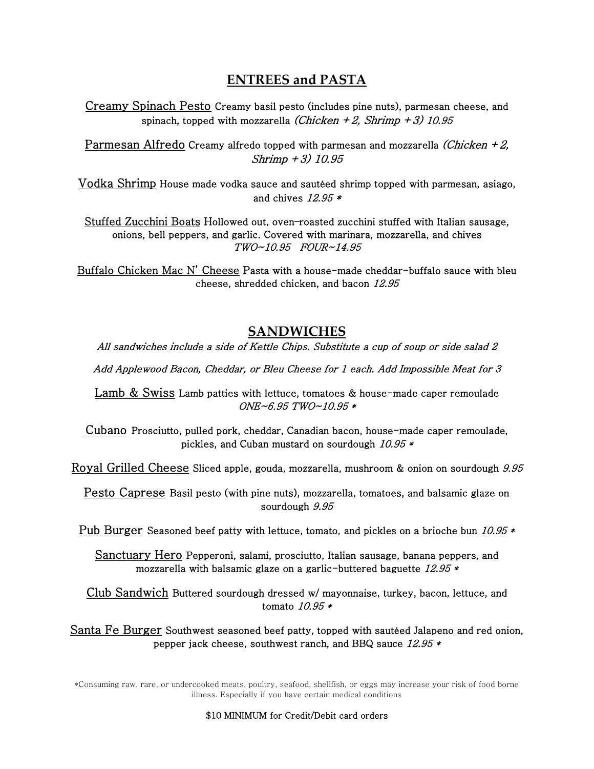## ENTREES and PASTA

<u>Creamy Spinach Pesto</u> Creamy basil pesto (includes pine nuts), parmesan cheese, and spinach, topped with mozzarella *(Chicken + 2, Shrimp + 3) 10.95*

<u>Parmesan Alfredo</u> Creamy alfredo topped with parmesan and mozzarella *(Chicken + 2, Shrimp + 3) 10.95*

<u>Vodka Shrimp</u> House made vodka sauce and sautéed shrimp topped with parmesan, asiago, and chives *12.95 **

<u>Stuffed Zucchini Boats</u> Hollowed out, oven-roasted zucchini stuffed with Italian sausage, onions, bell peppers, and garlic. Covered with marinara, mozzarella, and chives *TWO~10.95 FOUR~14.95*

<u>Buffalo Chicken Mac N' Cheese</u> Pasta with a house-made cheddar-buffalo sauce with bleu cheese, shredded chicken, and bacon *12.95*

## SANDWICHES

*All sandwiches include a side of Kettle Chips. Substitute a cup of soup or side salad 2*

*Add Applewood Bacon, Cheddar, or Bleu Cheese for 1 each. Add Impossible Meat for 3*

<u>Lamb & Swiss</u> Lamb patties with lettuce, tomatoes & house-made caper remoulade *ONE~6.95 TWO~10.95 **

<u>Cubano</u> Prosciutto, pulled pork, cheddar, Canadian bacon, house-made caper remoulade, pickles, and Cuban mustard on sourdough *10.95 **

<u>Royal Grilled Cheese</u> Sliced apple, gouda, mozzarella, mushroom & onion on sourdough *9.95*

<u>Pesto Caprese</u> Basil pesto (with pine nuts), mozzarella, tomatoes, and balsamic glaze on sourdough *9.95*

<u>Pub Burger</u> Seasoned beef patty with lettuce, tomato, and pickles on a brioche bun *10.95 **

<u>Sanctuary Hero</u> Pepperoni, salami, prosciutto, Italian sausage, banana peppers, and mozzarella with balsamic glaze on a garlic-buttered baguette *12.95 **

<u>Club Sandwich</u> Buttered sourdough dressed w/ mayonnaise, turkey, bacon, lettuce, and tomato *10.95 **

<u>Santa Fe Burger</u> Southwest seasoned beef patty, topped with sautéed Jalapeno and red onion, pepper jack cheese, southwest ranch, and BBQ sauce *12.95 **

*Consuming raw, rare, or undercooked meats, poultry, seafood, shellfish, or eggs may increase your risk of food borne illness. Especially if you have certain medical conditions

**$10 MINIMUM for Credit/Debit card orders**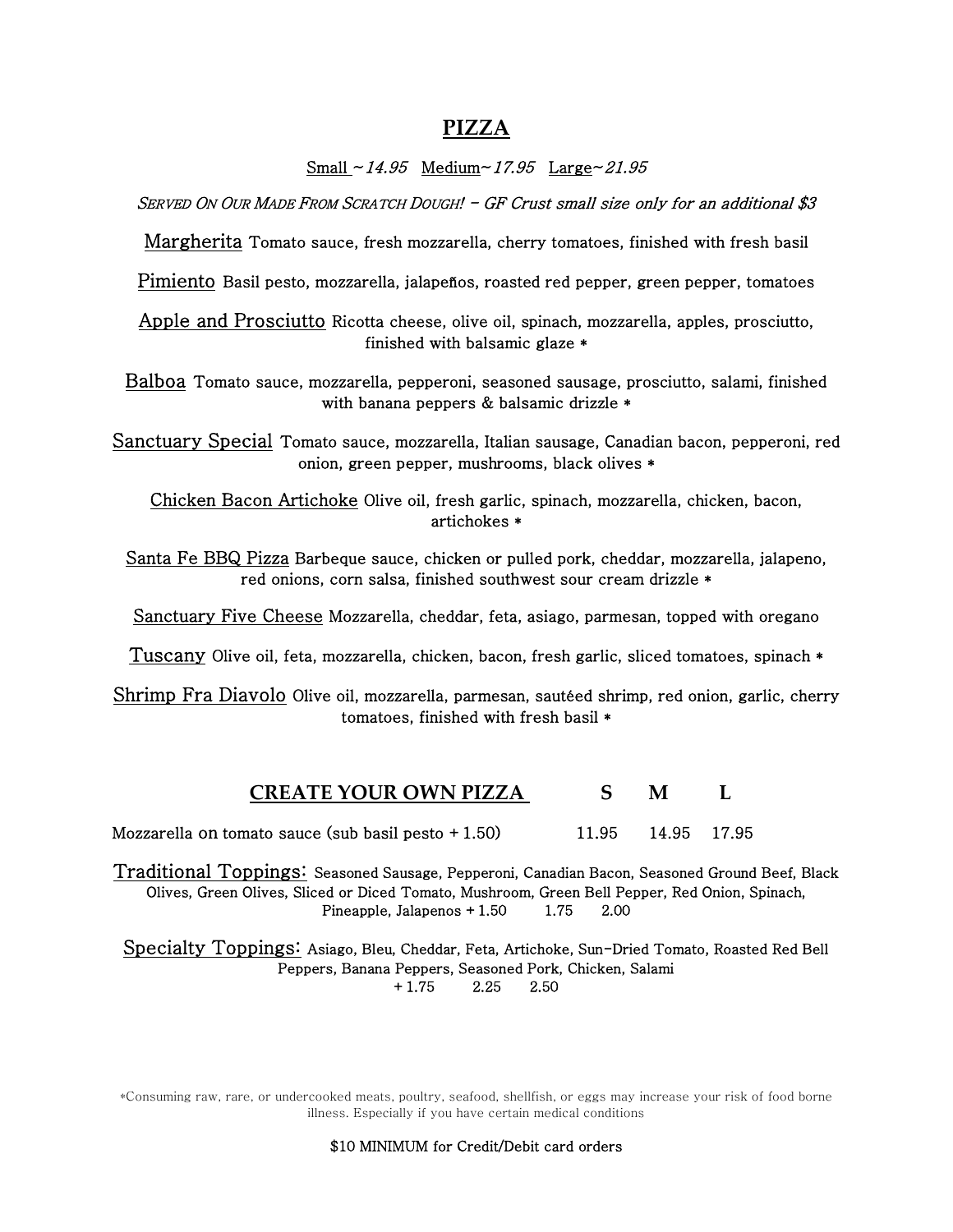# PIZZA

Small ~*14.95* Medium~*17.95* Large~*21.95*

*Served On Our Made From Scratch Dough! - GF Crust small size only for an additional $3*

**Margherita** Tomato sauce, fresh mozzarella, cherry tomatoes, finished with fresh basil

**Pimiento** Basil pesto, mozzarella, jalapeños, roasted red pepper, green pepper, tomatoes

**Apple and Prosciutto** Ricotta cheese, olive oil, spinach, mozzarella, apples, prosciutto, finished with balsamic glaze *

**Balboa** Tomato sauce, mozzarella, pepperoni, seasoned sausage, prosciutto, salami, finished with banana peppers & balsamic drizzle *

**Sanctuary Special** Tomato sauce, mozzarella, Italian sausage, Canadian bacon, pepperoni, red onion, green pepper, mushrooms, black olives *

**Chicken Bacon Artichoke** Olive oil, fresh garlic, spinach, mozzarella, chicken, bacon, artichokes *

**Santa Fe BBQ Pizza** Barbeque sauce, chicken or pulled pork, cheddar, mozzarella, jalapeno, red onions, corn salsa, finished southwest sour cream drizzle *

**Sanctuary Five Cheese** Mozzarella, cheddar, feta, asiago, parmesan, topped with oregano

**Tuscany** Olive oil, feta, mozzarella, chicken, bacon, fresh garlic, sliced tomatoes, spinach *

**Shrimp Fra Diavolo** Olive oil, mozzarella, parmesan, sautéed shrimp, red onion, garlic, cherry tomatoes, finished with fresh basil *

## CREATE YOUR OWN PIZZA

| CREATE YOUR OWN PIZZA | S | M | L |
|---|---|---|---|
| Mozzarella on tomato sauce (sub basil pesto + 1.50) | 11.95 | 14.95 | 17.95 |

**Traditional Toppings:** Seasoned Sausage, Pepperoni, Canadian Bacon, Seasoned Ground Beef, Black Olives, Green Olives, Sliced or Diced Tomato, Mushroom, Green Bell Pepper, Red Onion, Spinach, Pineapple, Jalapenos + 1.50 1.75 2.00

**Specialty Toppings:** Asiago, Bleu, Cheddar, Feta, Artichoke, Sun-Dried Tomato, Roasted Red Bell Peppers, Banana Peppers, Seasoned Pork, Chicken, Salami + 1.75 2.25 2.50

*Consuming raw, rare, or undercooked meats, poultry, seafood, shellfish, or eggs may increase your risk of food borne illness. Especially if you have certain medical conditions

$10 MINIMUM for Credit/Debit card orders